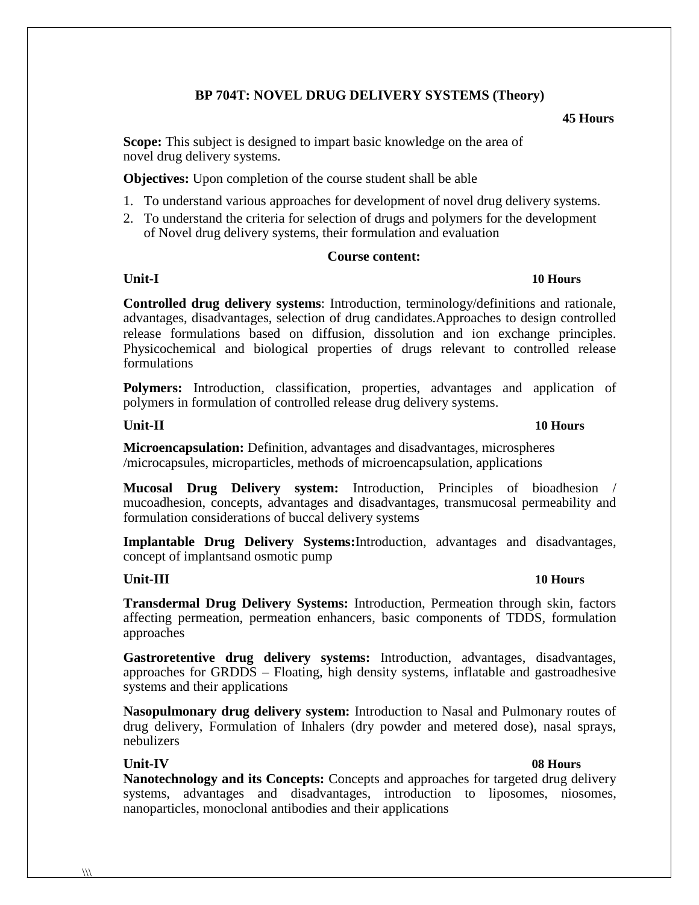# BP 704T: NOVEL DRUG DELIVERY SYSTEMS (Theory)

**45 Hours**

**Scope:** This subject is designed to impart basic knowledge on the area of novel drug delivery systems.

**Objectives:** Upon completion of the course student shall be able

1. To understand various approaches for development of novel drug delivery systems.
2. To understand the criteria for selection of drugs and polymers for the development of Novel drug delivery systems, their formulation and evaluation

## Course content:

### Unit-I — 10 Hours

**Controlled drug delivery systems**: Introduction, terminology/definitions and rationale, advantages, disadvantages, selection of drug candidates.Approaches to design controlled release formulations based on diffusion, dissolution and ion exchange principles. Physicochemical and biological properties of drugs relevant to controlled release formulations

**Polymers:** Introduction, classification, properties, advantages and application of polymers in formulation of controlled release drug delivery systems.

### Unit-II — 10 Hours

**Microencapsulation:** Definition, advantages and disadvantages, microspheres /microcapsules, microparticles, methods of microencapsulation, applications

**Mucosal Drug Delivery system:** Introduction, Principles of bioadhesion / mucoadhesion, concepts, advantages and disadvantages, transmucosal permeability and formulation considerations of buccal delivery systems

**Implantable Drug Delivery Systems:**Introduction, advantages and disadvantages, concept of implantsand osmotic pump

### Unit-III — 10 Hours

**Transdermal Drug Delivery Systems:** Introduction, Permeation through skin, factors affecting permeation, permeation enhancers, basic components of TDDS, formulation approaches

**Gastroretentive drug delivery systems:** Introduction, advantages, disadvantages, approaches for GRDDS – Floating, high density systems, inflatable and gastroadhesive systems and their applications

**Nasopulmonary drug delivery system:** Introduction to Nasal and Pulmonary routes of drug delivery, Formulation of Inhalers (dry powder and metered dose), nasal sprays, nebulizers

### Unit-IV — 08 Hours

**Nanotechnology and its Concepts:** Concepts and approaches for targeted drug delivery systems, advantages and disadvantages, introduction to liposomes, niosomes, nanoparticles, monoclonal antibodies and their applications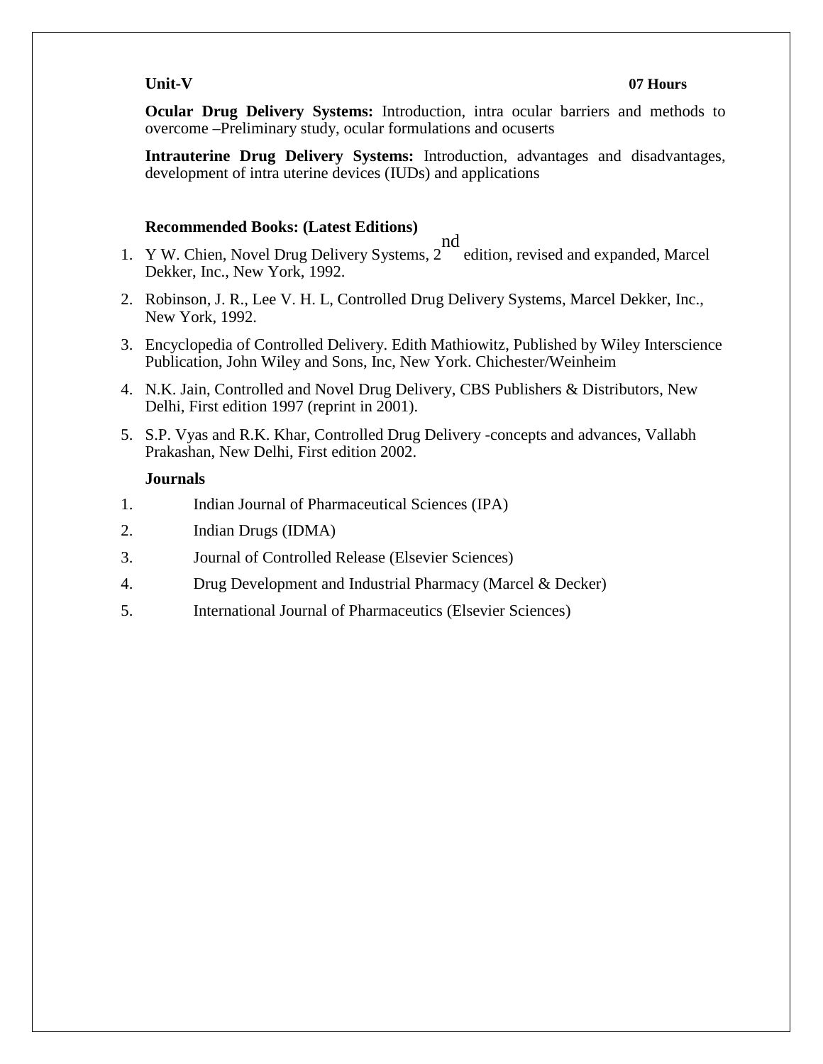**Unit-V** **07 Hours**

**Ocular Drug Delivery Systems:** Introduction, intra ocular barriers and methods to overcome –Preliminary study, ocular formulations and ocuserts

**Intrauterine Drug Delivery Systems:** Introduction, advantages and disadvantages, development of intra uterine devices (IUDs) and applications

**Recommended Books: (Latest Editions)**

1. Y W. Chien, Novel Drug Delivery Systems, 2nd edition, revised and expanded, Marcel Dekker, Inc., New York, 1992.
2. Robinson, J. R., Lee V. H. L, Controlled Drug Delivery Systems, Marcel Dekker, Inc., New York, 1992.
3. Encyclopedia of Controlled Delivery. Edith Mathiowitz, Published by Wiley Interscience Publication, John Wiley and Sons, Inc, New York. Chichester/Weinheim
4. N.K. Jain, Controlled and Novel Drug Delivery, CBS Publishers & Distributors, New Delhi, First edition 1997 (reprint in 2001).
5. S.P. Vyas and R.K. Khar, Controlled Drug Delivery -concepts and advances, Vallabh Prakashan, New Delhi, First edition 2002.

**Journals**

1. Indian Journal of Pharmaceutical Sciences (IPA)
2. Indian Drugs (IDMA)
3. Journal of Controlled Release (Elsevier Sciences)
4. Drug Development and Industrial Pharmacy (Marcel & Decker)
5. International Journal of Pharmaceutics (Elsevier Sciences)